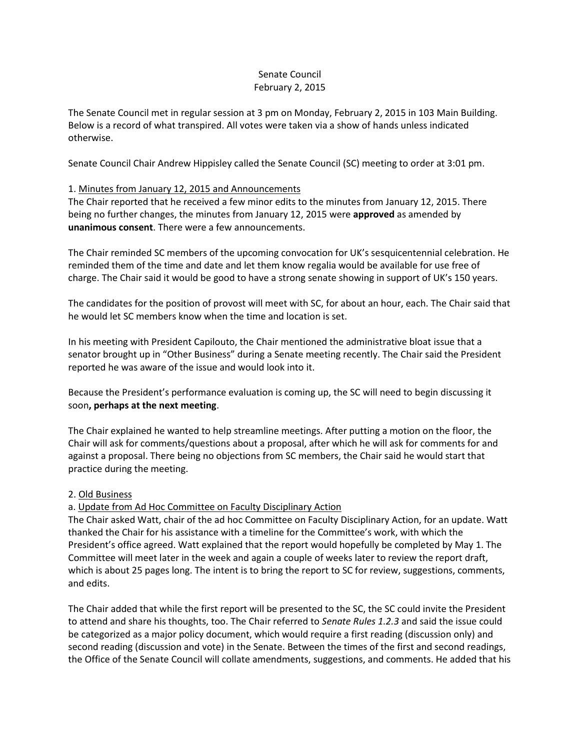# Senate Council
## February 2, 2015

The Senate Council met in regular session at 3 pm on Monday, February 2, 2015 in 103 Main Building. Below is a record of what transpired. All votes were taken via a show of hands unless indicated otherwise.

Senate Council Chair Andrew Hippisley called the Senate Council (SC) meeting to order at 3:01 pm.

1. <u>Minutes from January 12, 2015 and Announcements</u>

The Chair reported that he received a few minor edits to the minutes from January 12, 2015. There being no further changes, the minutes from January 12, 2015 were **approved** as amended by **unanimous consent**. There were a few announcements.

The Chair reminded SC members of the upcoming convocation for UK's sesquicentennial celebration. He reminded them of the time and date and let them know regalia would be available for use free of charge. The Chair said it would be good to have a strong senate showing in support of UK's 150 years.

The candidates for the position of provost will meet with SC, for about an hour, each. The Chair said that he would let SC members know when the time and location is set.

In his meeting with President Capilouto, the Chair mentioned the administrative bloat issue that a senator brought up in "Other Business" during a Senate meeting recently. The Chair said the President reported he was aware of the issue and would look into it.

Because the President's performance evaluation is coming up, the SC will need to begin discussing it soon**, perhaps at the next meeting**.

The Chair explained he wanted to help streamline meetings. After putting a motion on the floor, the Chair will ask for comments/questions about a proposal, after which he will ask for comments for and against a proposal. There being no objections from SC members, the Chair said he would start that practice during the meeting.

2. <u>Old Business</u>

a. <u>Update from Ad Hoc Committee on Faculty Disciplinary Action</u>

The Chair asked Watt, chair of the ad hoc Committee on Faculty Disciplinary Action, for an update. Watt thanked the Chair for his assistance with a timeline for the Committee's work, with which the President's office agreed. Watt explained that the report would hopefully be completed by May 1. The Committee will meet later in the week and again a couple of weeks later to review the report draft, which is about 25 pages long. The intent is to bring the report to SC for review, suggestions, comments, and edits.

The Chair added that while the first report will be presented to the SC, the SC could invite the President to attend and share his thoughts, too. The Chair referred to *Senate Rules 1.2.3* and said the issue could be categorized as a major policy document, which would require a first reading (discussion only) and second reading (discussion and vote) in the Senate. Between the times of the first and second readings, the Office of the Senate Council will collate amendments, suggestions, and comments. He added that his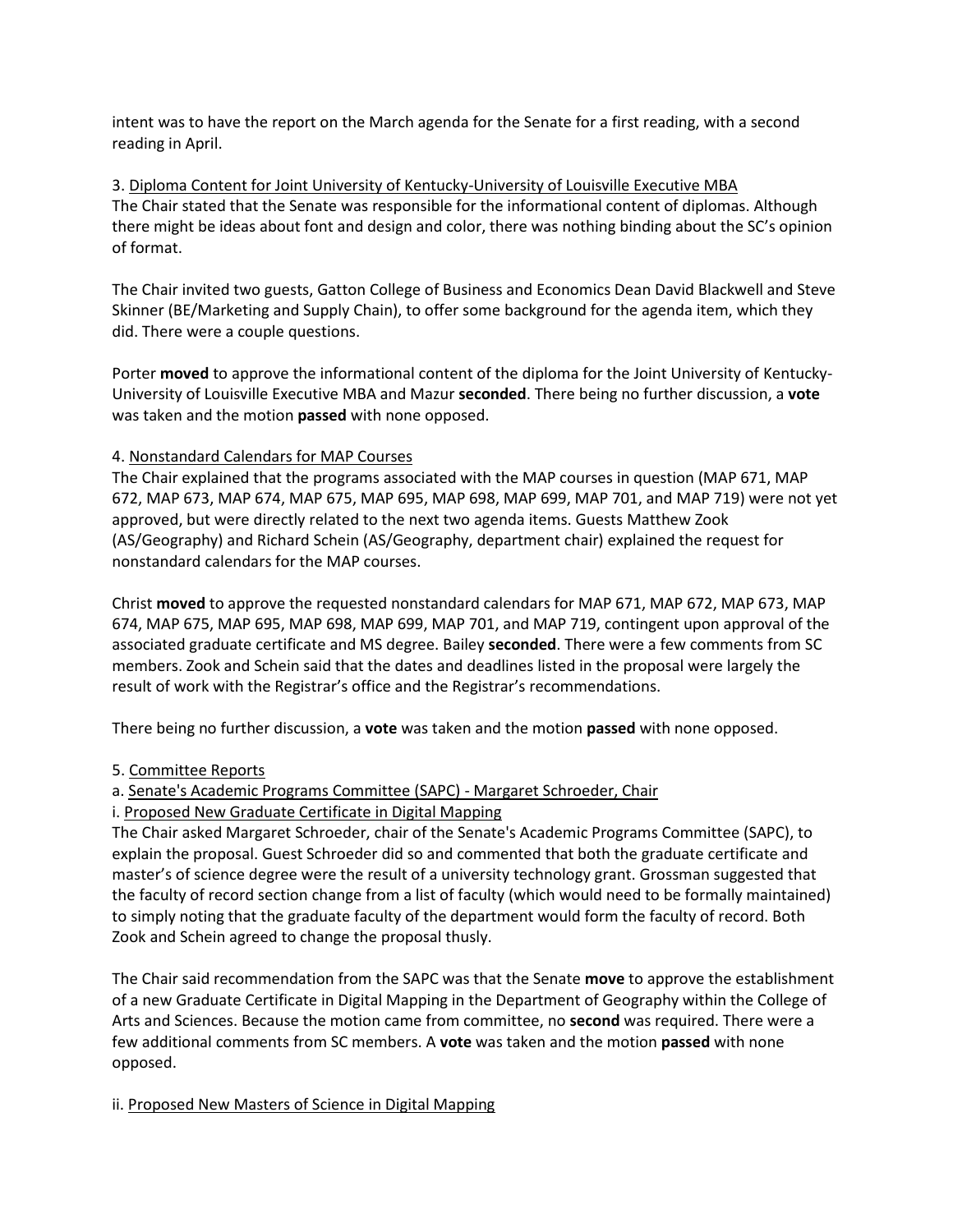intent was to have the report on the March agenda for the Senate for a first reading, with a second reading in April.

3. Diploma Content for Joint University of Kentucky-University of Louisville Executive MBA

The Chair stated that the Senate was responsible for the informational content of diplomas. Although there might be ideas about font and design and color, there was nothing binding about the SC's opinion of format.

The Chair invited two guests, Gatton College of Business and Economics Dean David Blackwell and Steve Skinner (BE/Marketing and Supply Chain), to offer some background for the agenda item, which they did. There were a couple questions.

Porter **moved** to approve the informational content of the diploma for the Joint University of Kentucky-University of Louisville Executive MBA and Mazur **seconded**. There being no further discussion, a **vote** was taken and the motion **passed** with none opposed.

4. Nonstandard Calendars for MAP Courses

The Chair explained that the programs associated with the MAP courses in question (MAP 671, MAP 672, MAP 673, MAP 674, MAP 675, MAP 695, MAP 698, MAP 699, MAP 701, and MAP 719) were not yet approved, but were directly related to the next two agenda items. Guests Matthew Zook (AS/Geography) and Richard Schein (AS/Geography, department chair) explained the request for nonstandard calendars for the MAP courses.

Christ **moved** to approve the requested nonstandard calendars for MAP 671, MAP 672, MAP 673, MAP 674, MAP 675, MAP 695, MAP 698, MAP 699, MAP 701, and MAP 719, contingent upon approval of the associated graduate certificate and MS degree. Bailey **seconded**. There were a few comments from SC members. Zook and Schein said that the dates and deadlines listed in the proposal were largely the result of work with the Registrar's office and the Registrar's recommendations.

There being no further discussion, a **vote** was taken and the motion **passed** with none opposed.

5. Committee Reports

a. Senate's Academic Programs Committee (SAPC) - Margaret Schroeder, Chair

i. Proposed New Graduate Certificate in Digital Mapping

The Chair asked Margaret Schroeder, chair of the Senate's Academic Programs Committee (SAPC), to explain the proposal. Guest Schroeder did so and commented that both the graduate certificate and master's of science degree were the result of a university technology grant. Grossman suggested that the faculty of record section change from a list of faculty (which would need to be formally maintained) to simply noting that the graduate faculty of the department would form the faculty of record. Both Zook and Schein agreed to change the proposal thusly.

The Chair said recommendation from the SAPC was that the Senate **move** to approve the establishment of a new Graduate Certificate in Digital Mapping in the Department of Geography within the College of Arts and Sciences. Because the motion came from committee, no **second** was required. There were a few additional comments from SC members. A **vote** was taken and the motion **passed** with none opposed.

ii. Proposed New Masters of Science in Digital Mapping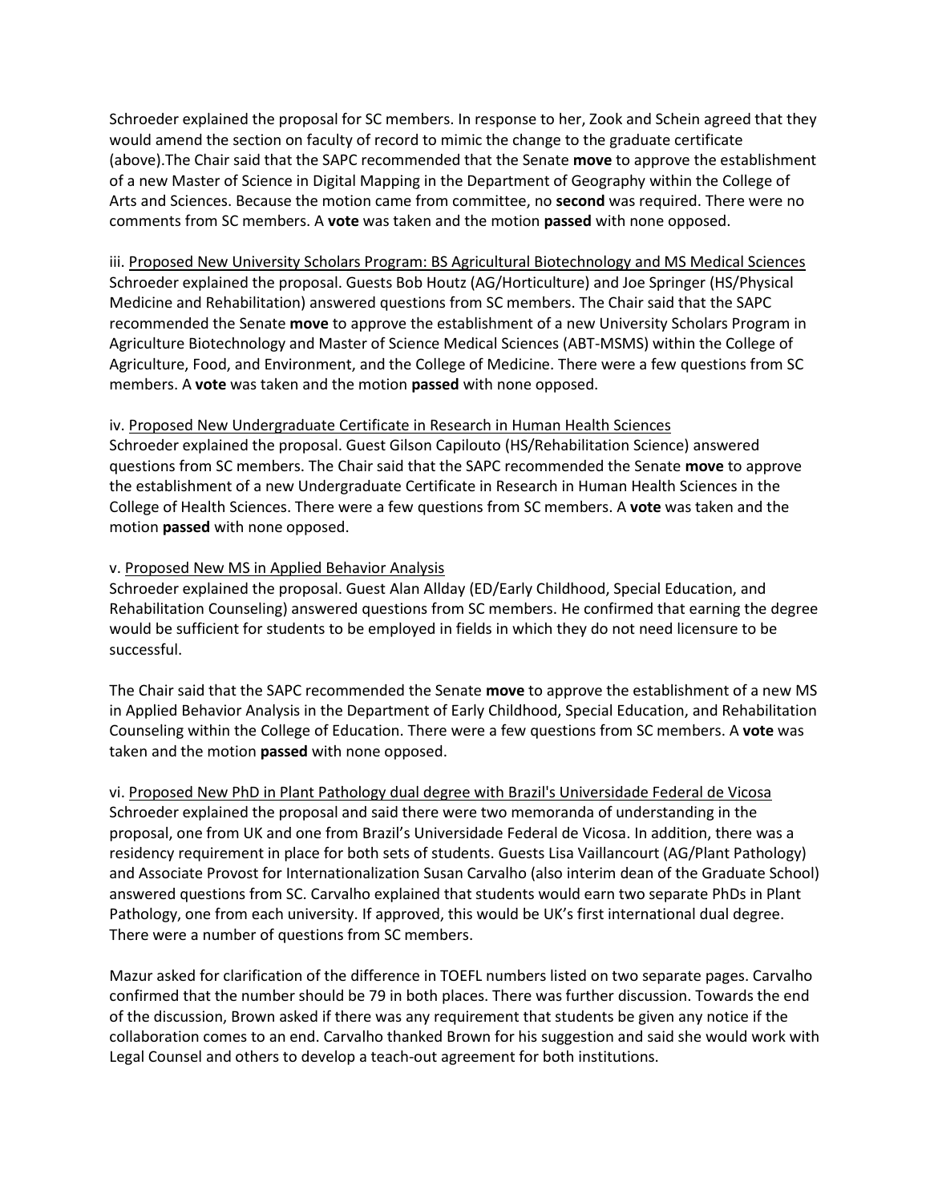Schroeder explained the proposal for SC members. In response to her, Zook and Schein agreed that they would amend the section on faculty of record to mimic the change to the graduate certificate (above).The Chair said that the SAPC recommended that the Senate **move** to approve the establishment of a new Master of Science in Digital Mapping in the Department of Geography within the College of Arts and Sciences. Because the motion came from committee, no **second** was required. There were no comments from SC members. A **vote** was taken and the motion **passed** with none opposed.

iii. <u>Proposed New University Scholars Program: BS Agricultural Biotechnology and MS Medical Sciences</u>
Schroeder explained the proposal. Guests Bob Houtz (AG/Horticulture) and Joe Springer (HS/Physical Medicine and Rehabilitation) answered questions from SC members. The Chair said that the SAPC recommended the Senate **move** to approve the establishment of a new University Scholars Program in Agriculture Biotechnology and Master of Science Medical Sciences (ABT-MSMS) within the College of Agriculture, Food, and Environment, and the College of Medicine. There were a few questions from SC members. A **vote** was taken and the motion **passed** with none opposed.

iv. <u>Proposed New Undergraduate Certificate in Research in Human Health Sciences</u>
Schroeder explained the proposal. Guest Gilson Capilouto (HS/Rehabilitation Science) answered questions from SC members. The Chair said that the SAPC recommended the Senate **move** to approve the establishment of a new Undergraduate Certificate in Research in Human Health Sciences in the College of Health Sciences. There were a few questions from SC members. A **vote** was taken and the motion **passed** with none opposed.

v. <u>Proposed New MS in Applied Behavior Analysis</u>
Schroeder explained the proposal. Guest Alan Allday (ED/Early Childhood, Special Education, and Rehabilitation Counseling) answered questions from SC members. He confirmed that earning the degree would be sufficient for students to be employed in fields in which they do not need licensure to be successful.

The Chair said that the SAPC recommended the Senate **move** to approve the establishment of a new MS in Applied Behavior Analysis in the Department of Early Childhood, Special Education, and Rehabilitation Counseling within the College of Education. There were a few questions from SC members. A **vote** was taken and the motion **passed** with none opposed.

vi. <u>Proposed New PhD in Plant Pathology dual degree with Brazil's Universidade Federal de Vicosa</u>
Schroeder explained the proposal and said there were two memoranda of understanding in the proposal, one from UK and one from Brazil's Universidade Federal de Vicosa. In addition, there was a residency requirement in place for both sets of students. Guests Lisa Vaillancourt (AG/Plant Pathology) and Associate Provost for Internationalization Susan Carvalho (also interim dean of the Graduate School) answered questions from SC. Carvalho explained that students would earn two separate PhDs in Plant Pathology, one from each university. If approved, this would be UK's first international dual degree. There were a number of questions from SC members.

Mazur asked for clarification of the difference in TOEFL numbers listed on two separate pages. Carvalho confirmed that the number should be 79 in both places. There was further discussion. Towards the end of the discussion, Brown asked if there was any requirement that students be given any notice if the collaboration comes to an end. Carvalho thanked Brown for his suggestion and said she would work with Legal Counsel and others to develop a teach-out agreement for both institutions.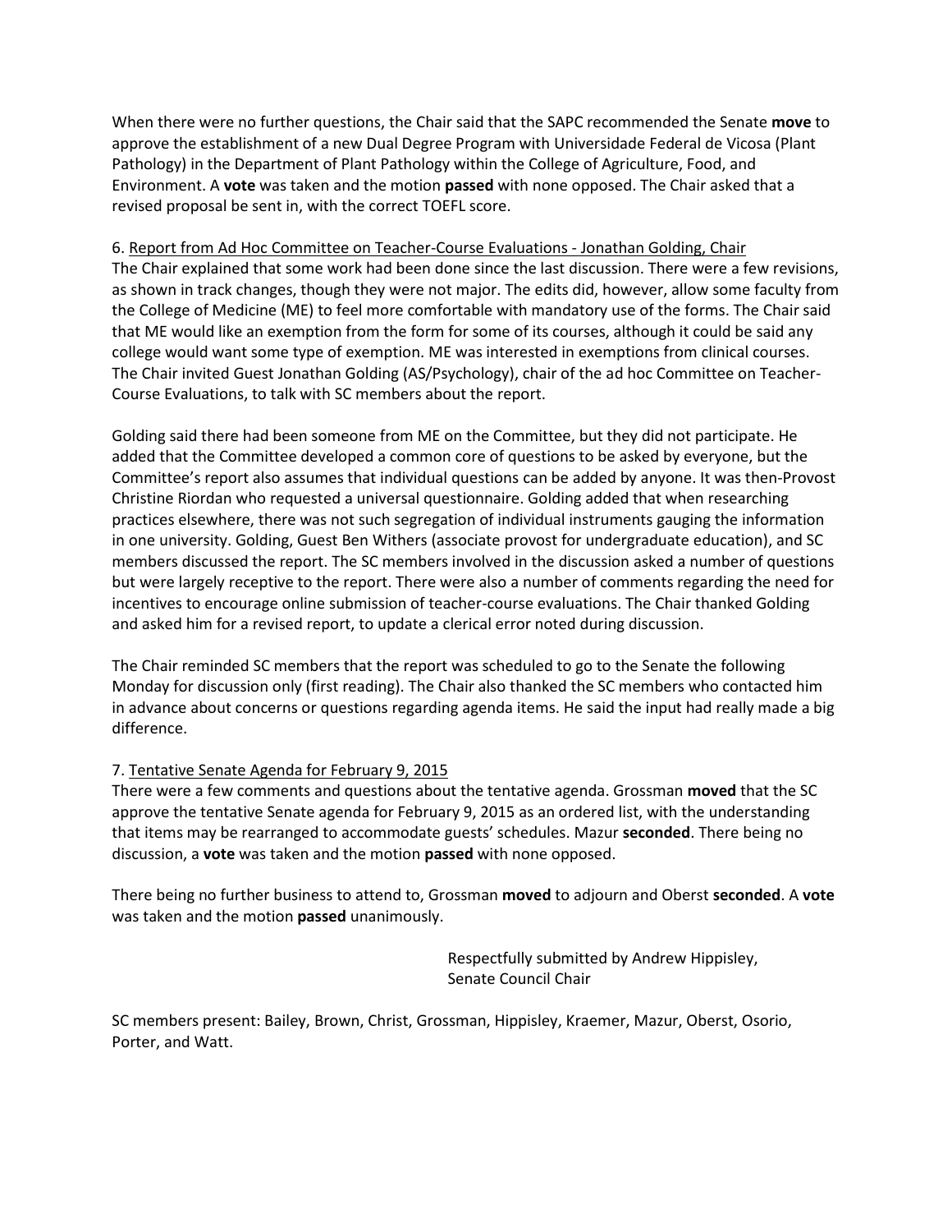When there were no further questions, the Chair said that the SAPC recommended the Senate **move** to approve the establishment of a new Dual Degree Program with Universidade Federal de Vicosa (Plant Pathology) in the Department of Plant Pathology within the College of Agriculture, Food, and Environment. A **vote** was taken and the motion **passed** with none opposed. The Chair asked that a revised proposal be sent in, with the correct TOEFL score.

6. Report from Ad Hoc Committee on Teacher-Course Evaluations - Jonathan Golding, Chair

The Chair explained that some work had been done since the last discussion. There were a few revisions, as shown in track changes, though they were not major. The edits did, however, allow some faculty from the College of Medicine (ME) to feel more comfortable with mandatory use of the forms. The Chair said that ME would like an exemption from the form for some of its courses, although it could be said any college would want some type of exemption. ME was interested in exemptions from clinical courses. The Chair invited Guest Jonathan Golding (AS/Psychology), chair of the ad hoc Committee on Teacher-Course Evaluations, to talk with SC members about the report.

Golding said there had been someone from ME on the Committee, but they did not participate. He added that the Committee developed a common core of questions to be asked by everyone, but the Committee's report also assumes that individual questions can be added by anyone. It was then-Provost Christine Riordan who requested a universal questionnaire. Golding added that when researching practices elsewhere, there was not such segregation of individual instruments gauging the information in one university. Golding, Guest Ben Withers (associate provost for undergraduate education), and SC members discussed the report. The SC members involved in the discussion asked a number of questions but were largely receptive to the report. There were also a number of comments regarding the need for incentives to encourage online submission of teacher-course evaluations. The Chair thanked Golding and asked him for a revised report, to update a clerical error noted during discussion.

The Chair reminded SC members that the report was scheduled to go to the Senate the following Monday for discussion only (first reading). The Chair also thanked the SC members who contacted him in advance about concerns or questions regarding agenda items. He said the input had really made a big difference.

7. Tentative Senate Agenda for February 9, 2015

There were a few comments and questions about the tentative agenda. Grossman **moved** that the SC approve the tentative Senate agenda for February 9, 2015 as an ordered list, with the understanding that items may be rearranged to accommodate guests' schedules. Mazur **seconded**. There being no discussion, a **vote** was taken and the motion **passed** with none opposed.

There being no further business to attend to, Grossman **moved** to adjourn and Oberst **seconded**. A **vote** was taken and the motion **passed** unanimously.

Respectfully submitted by Andrew Hippisley,
Senate Council Chair

SC members present: Bailey, Brown, Christ, Grossman, Hippisley, Kraemer, Mazur, Oberst, Osorio, Porter, and Watt.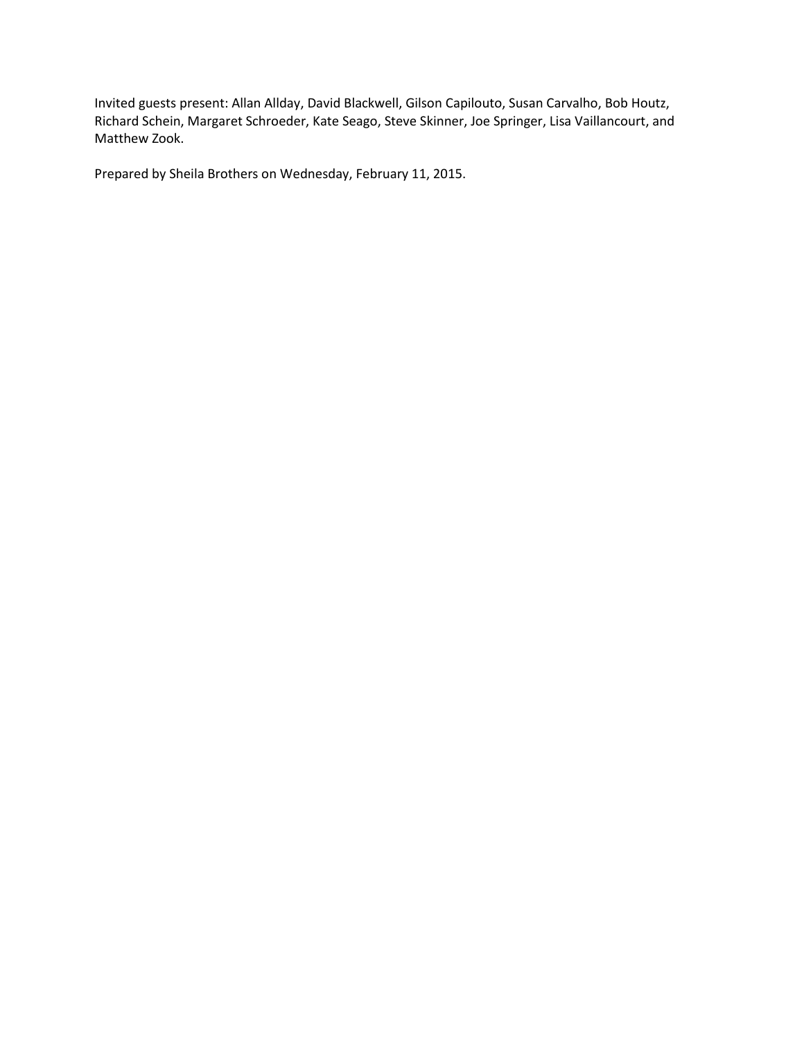Invited guests present: Allan Allday, David Blackwell, Gilson Capilouto, Susan Carvalho, Bob Houtz, Richard Schein, Margaret Schroeder, Kate Seago, Steve Skinner, Joe Springer, Lisa Vaillancourt, and Matthew Zook.

Prepared by Sheila Brothers on Wednesday, February 11, 2015.